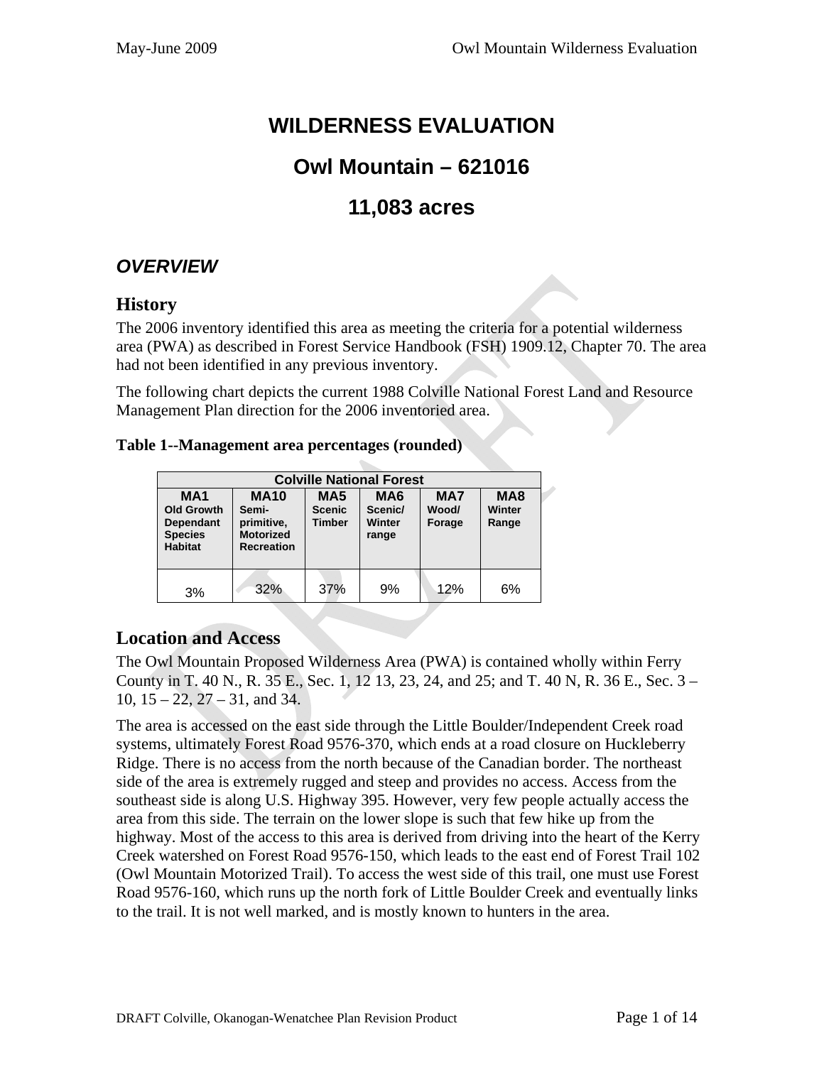# WILDERNESS EVALUATION

# Owl Mountain – 621016

# 11,083 acres

## *OVERVIEW*

### History

The 2006 inventory identified this area as meeting the criteria for a potential wilderness area (PWA) as described in Forest Service Handbook (FSH) 1909.12, Chapter 70. The area had not been identified in any previous inventory.

The following chart depicts the current 1988 Colville National Forest Land and Resource Management Plan direction for the 2006 inventoried area.

**Table 1--Management area percentages (rounded)**

| Colville National Forest | | | | | |
|---|---|---|---|---|---|
| **MA1** Old Growth Dependant Species Habitat | **MA10** Semi-primitive, Motorized Recreation | **MA5** Scenic Timber | **MA6** Scenic/ Winter range | **MA7** Wood/ Forage | **MA8** Winter Range |
| 3% | 32% | 37% | 9% | 12% | 6% |

### Location and Access

The Owl Mountain Proposed Wilderness Area (PWA) is contained wholly within Ferry County in T. 40 N., R. 35 E., Sec. 1, 12 13, 23, 24, and 25; and T. 40 N, R. 36 E., Sec. 3 – 10, 15 – 22, 27 – 31, and 34.

The area is accessed on the east side through the Little Boulder/Independent Creek road systems, ultimately Forest Road 9576-370, which ends at a road closure on Huckleberry Ridge. There is no access from the north because of the Canadian border. The northeast side of the area is extremely rugged and steep and provides no access. Access from the southeast side is along U.S. Highway 395. However, very few people actually access the area from this side. The terrain on the lower slope is such that few hike up from the highway. Most of the access to this area is derived from driving into the heart of the Kerry Creek watershed on Forest Road 9576-150, which leads to the east end of Forest Trail 102 (Owl Mountain Motorized Trail). To access the west side of this trail, one must use Forest Road 9576-160, which runs up the north fork of Little Boulder Creek and eventually links to the trail. It is not well marked, and is mostly known to hunters in the area.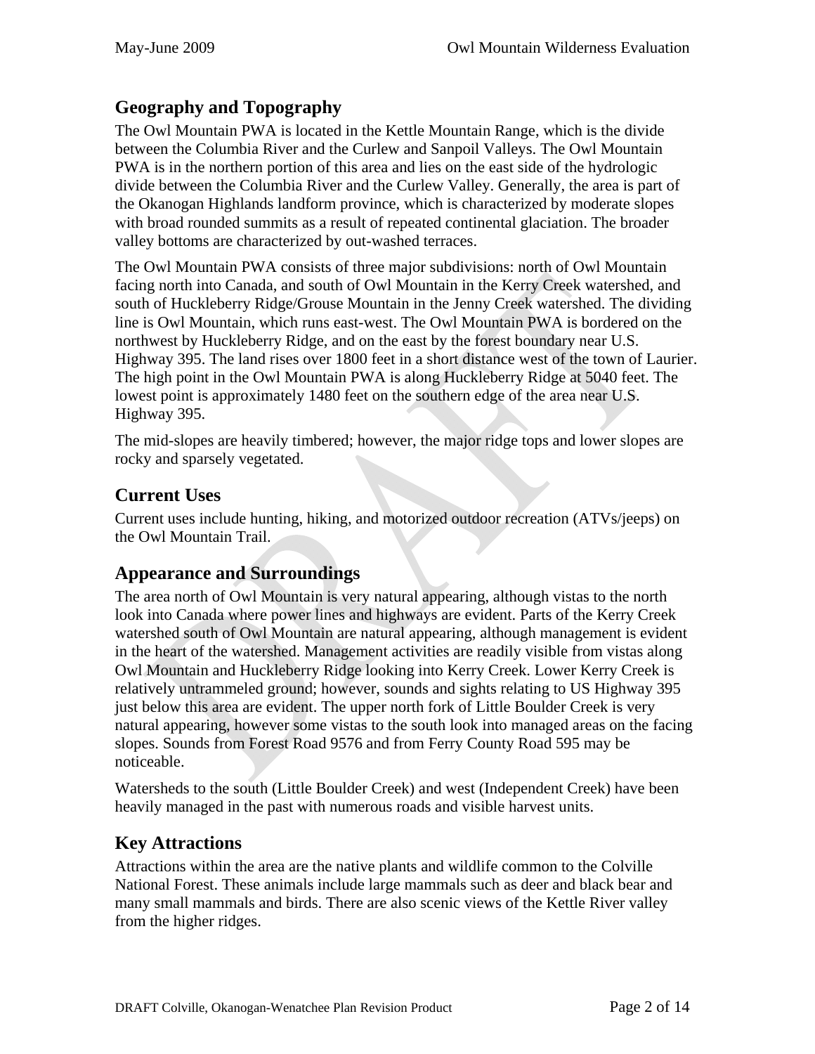## Geography and Topography

The Owl Mountain PWA is located in the Kettle Mountain Range, which is the divide between the Columbia River and the Curlew and Sanpoil Valleys. The Owl Mountain PWA is in the northern portion of this area and lies on the east side of the hydrologic divide between the Columbia River and the Curlew Valley. Generally, the area is part of the Okanogan Highlands landform province, which is characterized by moderate slopes with broad rounded summits as a result of repeated continental glaciation. The broader valley bottoms are characterized by out-washed terraces.

The Owl Mountain PWA consists of three major subdivisions: north of Owl Mountain facing north into Canada, and south of Owl Mountain in the Kerry Creek watershed, and south of Huckleberry Ridge/Grouse Mountain in the Jenny Creek watershed. The dividing line is Owl Mountain, which runs east-west. The Owl Mountain PWA is bordered on the northwest by Huckleberry Ridge, and on the east by the forest boundary near U.S. Highway 395. The land rises over 1800 feet in a short distance west of the town of Laurier. The high point in the Owl Mountain PWA is along Huckleberry Ridge at 5040 feet. The lowest point is approximately 1480 feet on the southern edge of the area near U.S. Highway 395.

The mid-slopes are heavily timbered; however, the major ridge tops and lower slopes are rocky and sparsely vegetated.

## Current Uses

Current uses include hunting, hiking, and motorized outdoor recreation (ATVs/jeeps) on the Owl Mountain Trail.

## Appearance and Surroundings

The area north of Owl Mountain is very natural appearing, although vistas to the north look into Canada where power lines and highways are evident. Parts of the Kerry Creek watershed south of Owl Mountain are natural appearing, although management is evident in the heart of the watershed. Management activities are readily visible from vistas along Owl Mountain and Huckleberry Ridge looking into Kerry Creek. Lower Kerry Creek is relatively untrammeled ground; however, sounds and sights relating to US Highway 395 just below this area are evident. The upper north fork of Little Boulder Creek is very natural appearing, however some vistas to the south look into managed areas on the facing slopes. Sounds from Forest Road 9576 and from Ferry County Road 595 may be noticeable.

Watersheds to the south (Little Boulder Creek) and west (Independent Creek) have been heavily managed in the past with numerous roads and visible harvest units.

## Key Attractions

Attractions within the area are the native plants and wildlife common to the Colville National Forest. These animals include large mammals such as deer and black bear and many small mammals and birds. There are also scenic views of the Kettle River valley from the higher ridges.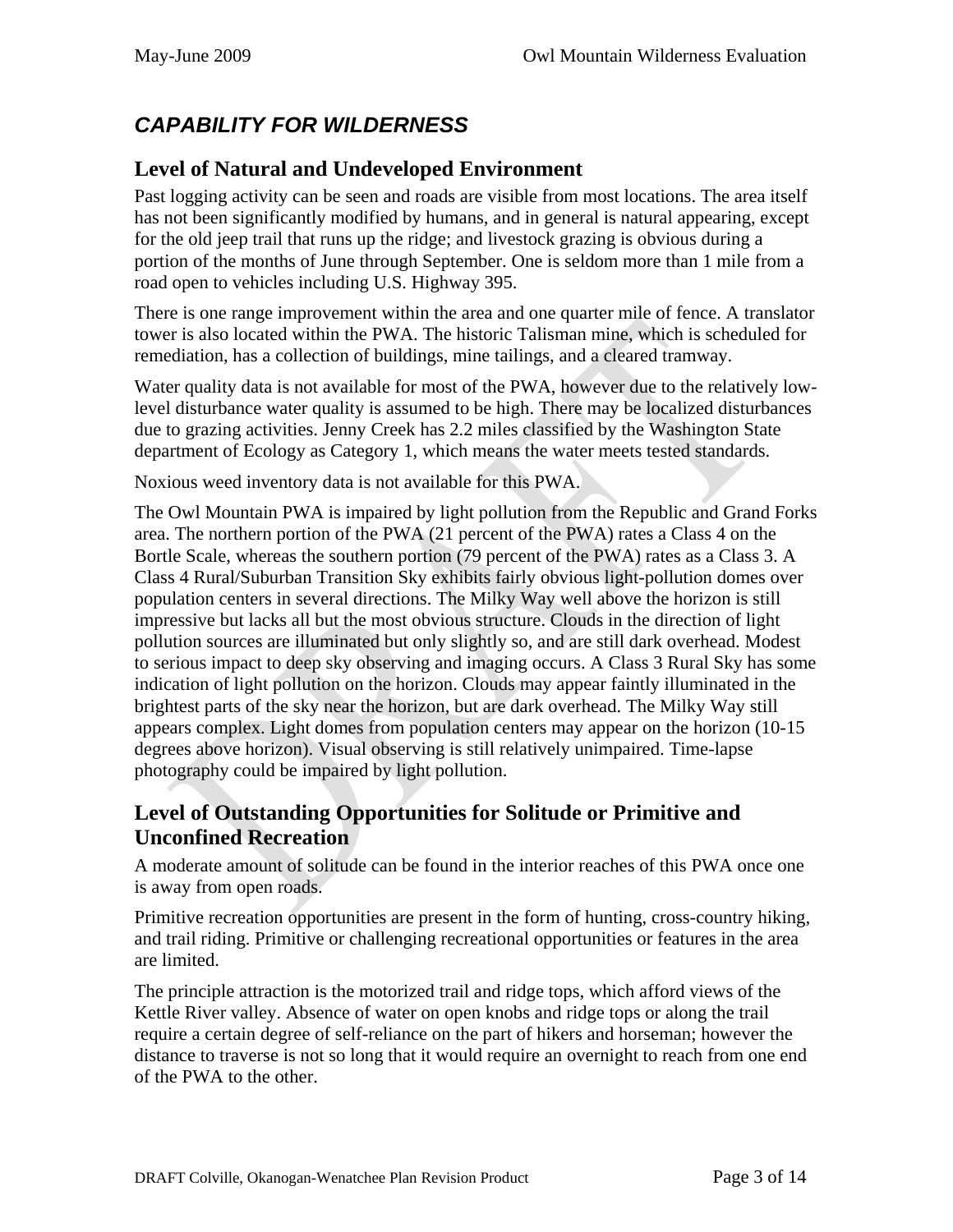## *CAPABILITY FOR WILDERNESS*

### Level of Natural and Undeveloped Environment

Past logging activity can be seen and roads are visible from most locations. The area itself has not been significantly modified by humans, and in general is natural appearing, except for the old jeep trail that runs up the ridge; and livestock grazing is obvious during a portion of the months of June through September. One is seldom more than 1 mile from a road open to vehicles including U.S. Highway 395.

There is one range improvement within the area and one quarter mile of fence. A translator tower is also located within the PWA. The historic Talisman mine, which is scheduled for remediation, has a collection of buildings, mine tailings, and a cleared tramway.

Water quality data is not available for most of the PWA, however due to the relatively low-level disturbance water quality is assumed to be high. There may be localized disturbances due to grazing activities. Jenny Creek has 2.2 miles classified by the Washington State department of Ecology as Category 1, which means the water meets tested standards.

Noxious weed inventory data is not available for this PWA.

The Owl Mountain PWA is impaired by light pollution from the Republic and Grand Forks area. The northern portion of the PWA (21 percent of the PWA) rates a Class 4 on the Bortle Scale, whereas the southern portion (79 percent of the PWA) rates as a Class 3. A Class 4 Rural/Suburban Transition Sky exhibits fairly obvious light-pollution domes over population centers in several directions. The Milky Way well above the horizon is still impressive but lacks all but the most obvious structure. Clouds in the direction of light pollution sources are illuminated but only slightly so, and are still dark overhead. Modest to serious impact to deep sky observing and imaging occurs. A Class 3 Rural Sky has some indication of light pollution on the horizon. Clouds may appear faintly illuminated in the brightest parts of the sky near the horizon, but are dark overhead. The Milky Way still appears complex. Light domes from population centers may appear on the horizon (10-15 degrees above horizon). Visual observing is still relatively unimpaired. Time-lapse photography could be impaired by light pollution.

### Level of Outstanding Opportunities for Solitude or Primitive and Unconfined Recreation

A moderate amount of solitude can be found in the interior reaches of this PWA once one is away from open roads.

Primitive recreation opportunities are present in the form of hunting, cross-country hiking, and trail riding. Primitive or challenging recreational opportunities or features in the area are limited.

The principle attraction is the motorized trail and ridge tops, which afford views of the Kettle River valley. Absence of water on open knobs and ridge tops or along the trail require a certain degree of self-reliance on the part of hikers and horseman; however the distance to traverse is not so long that it would require an overnight to reach from one end of the PWA to the other.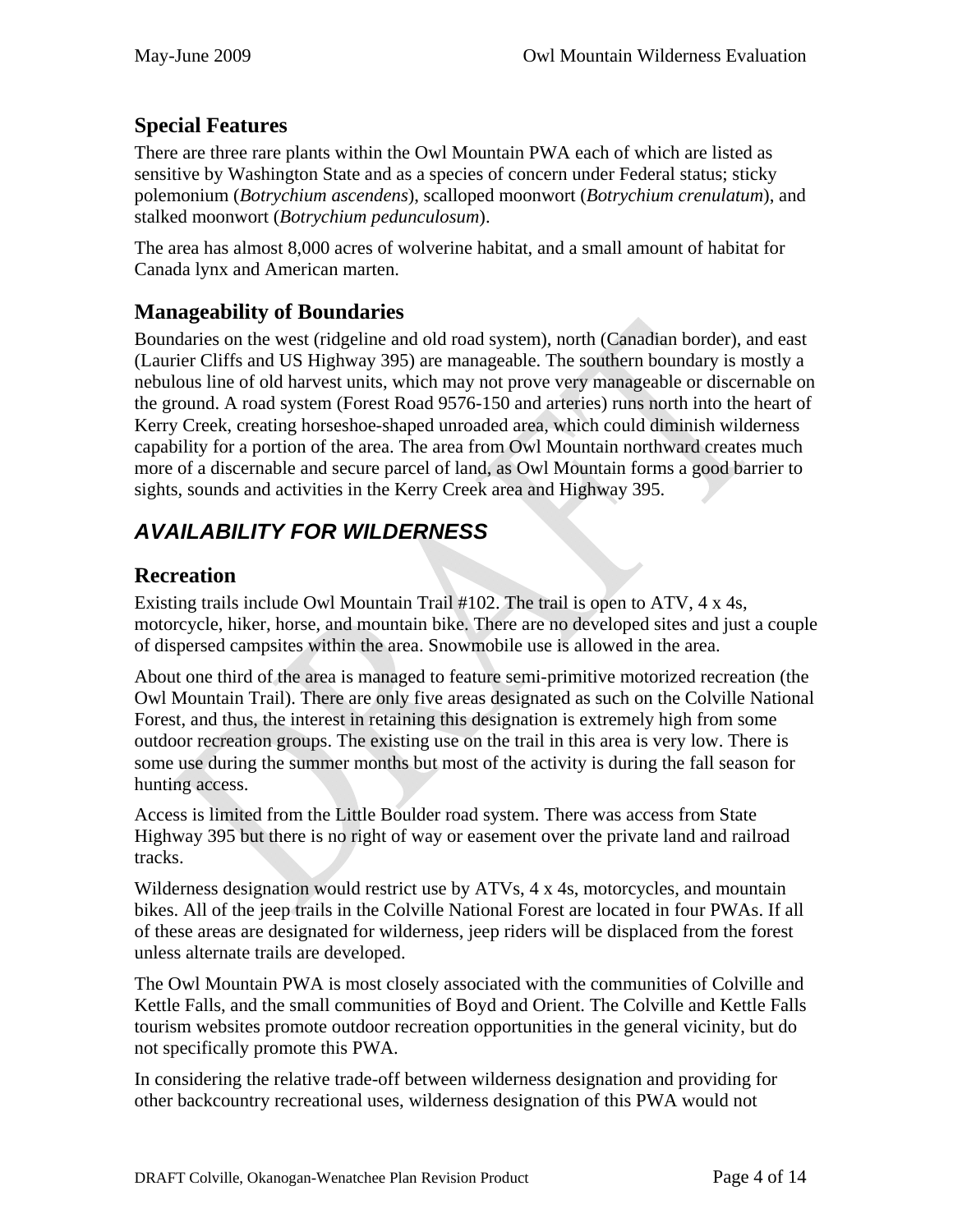## Special Features

There are three rare plants within the Owl Mountain PWA each of which are listed as sensitive by Washington State and as a species of concern under Federal status; sticky polemonium (*Botrychium ascendens*), scalloped moonwort (*Botrychium crenulatum*), and stalked moonwort (*Botrychium pedunculosum*).

The area has almost 8,000 acres of wolverine habitat, and a small amount of habitat for Canada lynx and American marten.

## Manageability of Boundaries

Boundaries on the west (ridgeline and old road system), north (Canadian border), and east (Laurier Cliffs and US Highway 395) are manageable. The southern boundary is mostly a nebulous line of old harvest units, which may not prove very manageable or discernable on the ground. A road system (Forest Road 9576-150 and arteries) runs north into the heart of Kerry Creek, creating horseshoe-shaped unroaded area, which could diminish wilderness capability for a portion of the area. The area from Owl Mountain northward creates much more of a discernable and secure parcel of land, as Owl Mountain forms a good barrier to sights, sounds and activities in the Kerry Creek area and Highway 395.

# *AVAILABILITY FOR WILDERNESS*

## Recreation

Existing trails include Owl Mountain Trail #102. The trail is open to ATV, 4 x 4s, motorcycle, hiker, horse, and mountain bike. There are no developed sites and just a couple of dispersed campsites within the area. Snowmobile use is allowed in the area.

About one third of the area is managed to feature semi-primitive motorized recreation (the Owl Mountain Trail). There are only five areas designated as such on the Colville National Forest, and thus, the interest in retaining this designation is extremely high from some outdoor recreation groups. The existing use on the trail in this area is very low. There is some use during the summer months but most of the activity is during the fall season for hunting access.

Access is limited from the Little Boulder road system. There was access from State Highway 395 but there is no right of way or easement over the private land and railroad tracks.

Wilderness designation would restrict use by ATVs, 4 x 4s, motorcycles, and mountain bikes. All of the jeep trails in the Colville National Forest are located in four PWAs. If all of these areas are designated for wilderness, jeep riders will be displaced from the forest unless alternate trails are developed.

The Owl Mountain PWA is most closely associated with the communities of Colville and Kettle Falls, and the small communities of Boyd and Orient. The Colville and Kettle Falls tourism websites promote outdoor recreation opportunities in the general vicinity, but do not specifically promote this PWA.

In considering the relative trade-off between wilderness designation and providing for other backcountry recreational uses, wilderness designation of this PWA would not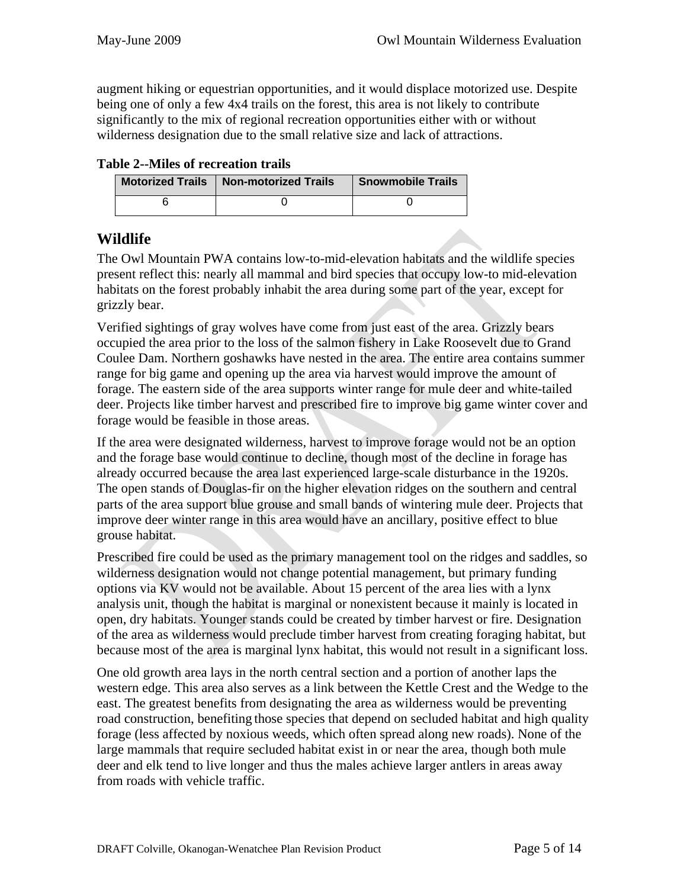augment hiking or equestrian opportunities, and it would displace motorized use. Despite being one of only a few 4x4 trails on the forest, this area is not likely to contribute significantly to the mix of regional recreation opportunities either with or without wilderness designation due to the small relative size and lack of attractions.

**Table 2--Miles of recreation trails**

| Motorized Trails | Non-motorized Trails | Snowmobile Trails |
| --- | --- | --- |
| 6 | 0 | 0 |

## Wildlife

The Owl Mountain PWA contains low-to-mid-elevation habitats and the wildlife species present reflect this: nearly all mammal and bird species that occupy low-to mid-elevation habitats on the forest probably inhabit the area during some part of the year, except for grizzly bear.

Verified sightings of gray wolves have come from just east of the area. Grizzly bears occupied the area prior to the loss of the salmon fishery in Lake Roosevelt due to Grand Coulee Dam. Northern goshawks have nested in the area. The entire area contains summer range for big game and opening up the area via harvest would improve the amount of forage. The eastern side of the area supports winter range for mule deer and white-tailed deer. Projects like timber harvest and prescribed fire to improve big game winter cover and forage would be feasible in those areas.

If the area were designated wilderness, harvest to improve forage would not be an option and the forage base would continue to decline, though most of the decline in forage has already occurred because the area last experienced large-scale disturbance in the 1920s. The open stands of Douglas-fir on the higher elevation ridges on the southern and central parts of the area support blue grouse and small bands of wintering mule deer. Projects that improve deer winter range in this area would have an ancillary, positive effect to blue grouse habitat.

Prescribed fire could be used as the primary management tool on the ridges and saddles, so wilderness designation would not change potential management, but primary funding options via KV would not be available. About 15 percent of the area lies with a lynx analysis unit, though the habitat is marginal or nonexistent because it mainly is located in open, dry habitats. Younger stands could be created by timber harvest or fire. Designation of the area as wilderness would preclude timber harvest from creating foraging habitat, but because most of the area is marginal lynx habitat, this would not result in a significant loss.

One old growth area lays in the north central section and a portion of another laps the western edge. This area also serves as a link between the Kettle Crest and the Wedge to the east. The greatest benefits from designating the area as wilderness would be preventing road construction, benefiting those species that depend on secluded habitat and high quality forage (less affected by noxious weeds, which often spread along new roads). None of the large mammals that require secluded habitat exist in or near the area, though both mule deer and elk tend to live longer and thus the males achieve larger antlers in areas away from roads with vehicle traffic.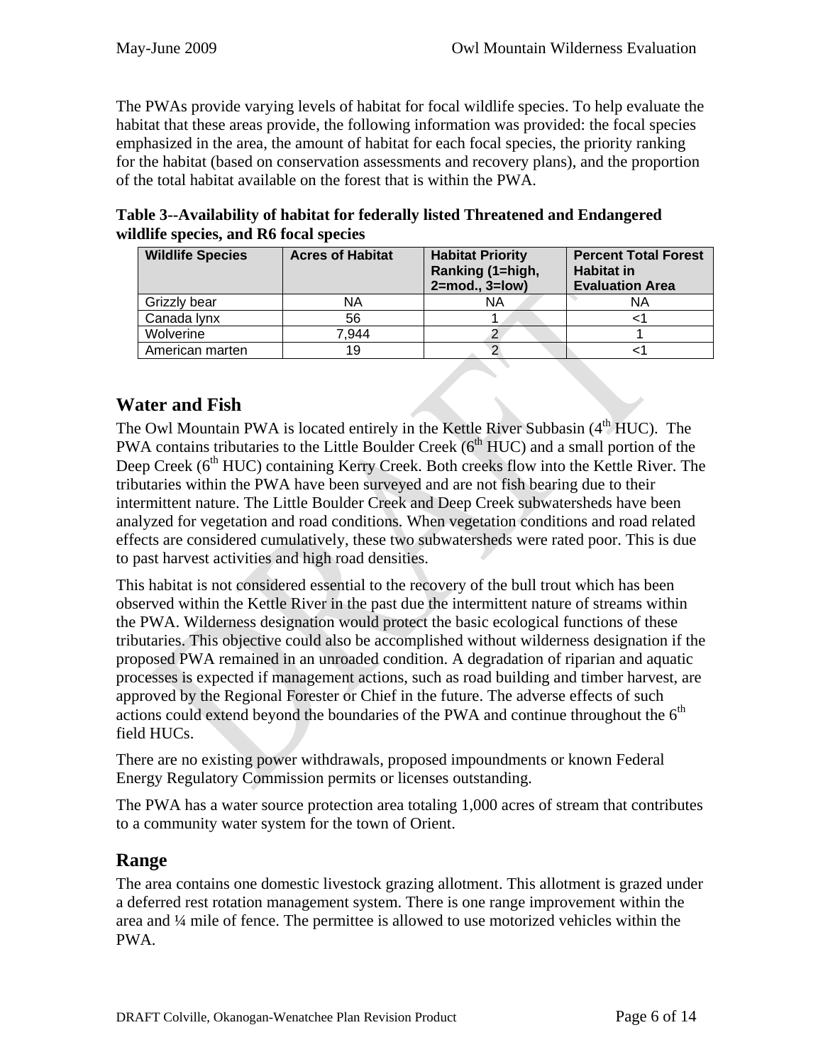The PWAs provide varying levels of habitat for focal wildlife species. To help evaluate the habitat that these areas provide, the following information was provided: the focal species emphasized in the area, the amount of habitat for each focal species, the priority ranking for the habitat (based on conservation assessments and recovery plans), and the proportion of the total habitat available on the forest that is within the PWA.

**Table 3--Availability of habitat for federally listed Threatened and Endangered wildlife species, and R6 focal species**

| Wildlife Species | Acres of Habitat | Habitat Priority Ranking (1=high, 2=mod., 3=low) | Percent Total Forest Habitat in Evaluation Area |
|---|---|---|---|
| Grizzly bear | NA | NA | NA |
| Canada lynx | 56 | 1 | <1 |
| Wolverine | 7,944 | 2 | 1 |
| American marten | 19 | 2 | <1 |

## Water and Fish

The Owl Mountain PWA is located entirely in the Kettle River Subbasin (4th HUC). The PWA contains tributaries to the Little Boulder Creek (6th HUC) and a small portion of the Deep Creek (6th HUC) containing Kerry Creek. Both creeks flow into the Kettle River. The tributaries within the PWA have been surveyed and are not fish bearing due to their intermittent nature. The Little Boulder Creek and Deep Creek subwatersheds have been analyzed for vegetation and road conditions. When vegetation conditions and road related effects are considered cumulatively, these two subwatersheds were rated poor. This is due to past harvest activities and high road densities.

This habitat is not considered essential to the recovery of the bull trout which has been observed within the Kettle River in the past due the intermittent nature of streams within the PWA. Wilderness designation would protect the basic ecological functions of these tributaries. This objective could also be accomplished without wilderness designation if the proposed PWA remained in an unroaded condition. A degradation of riparian and aquatic processes is expected if management actions, such as road building and timber harvest, are approved by the Regional Forester or Chief in the future. The adverse effects of such actions could extend beyond the boundaries of the PWA and continue throughout the 6th field HUCs.

There are no existing power withdrawals, proposed impoundments or known Federal Energy Regulatory Commission permits or licenses outstanding.

The PWA has a water source protection area totaling 1,000 acres of stream that contributes to a community water system for the town of Orient.

## Range

The area contains one domestic livestock grazing allotment. This allotment is grazed under a deferred rest rotation management system. There is one range improvement within the area and ¼ mile of fence. The permittee is allowed to use motorized vehicles within the PWA.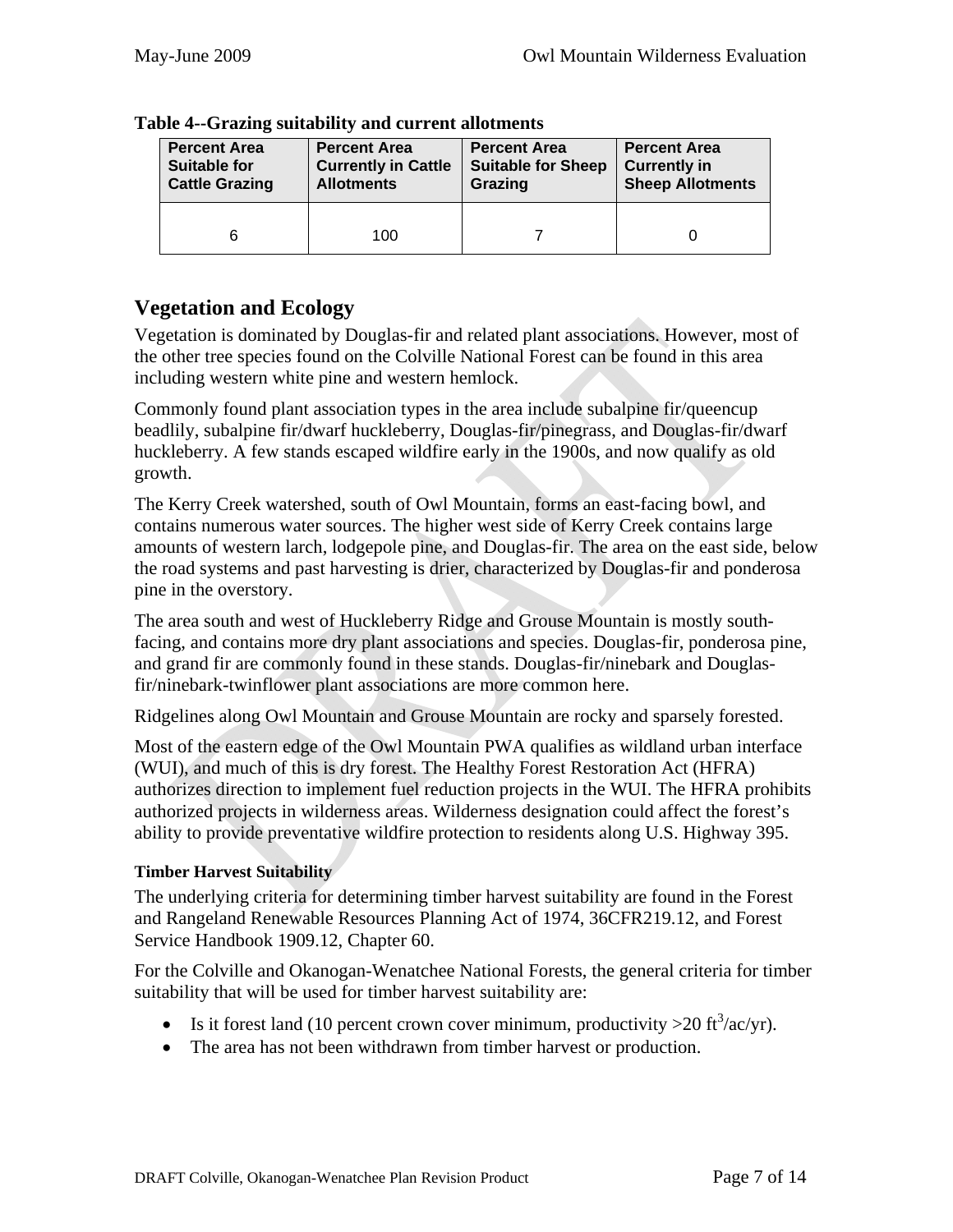**Table 4--Grazing suitability and current allotments**

| Percent Area Suitable for Cattle Grazing | Percent Area Currently in Cattle Allotments | Percent Area Suitable for Sheep Grazing | Percent Area Currently in Sheep Allotments |
|---|---|---|---|
| 6 | 100 | 7 | 0 |

## Vegetation and Ecology

Vegetation is dominated by Douglas-fir and related plant associations. However, most of the other tree species found on the Colville National Forest can be found in this area including western white pine and western hemlock.

Commonly found plant association types in the area include subalpine fir/queencup beadlily, subalpine fir/dwarf huckleberry, Douglas-fir/pinegrass, and Douglas-fir/dwarf huckleberry. A few stands escaped wildfire early in the 1900s, and now qualify as old growth.

The Kerry Creek watershed, south of Owl Mountain, forms an east-facing bowl, and contains numerous water sources. The higher west side of Kerry Creek contains large amounts of western larch, lodgepole pine, and Douglas-fir. The area on the east side, below the road systems and past harvesting is drier, characterized by Douglas-fir and ponderosa pine in the overstory.

The area south and west of Huckleberry Ridge and Grouse Mountain is mostly south-facing, and contains more dry plant associations and species. Douglas-fir, ponderosa pine, and grand fir are commonly found in these stands. Douglas-fir/ninebark and Douglas-fir/ninebark-twinflower plant associations are more common here.

Ridgelines along Owl Mountain and Grouse Mountain are rocky and sparsely forested.

Most of the eastern edge of the Owl Mountain PWA qualifies as wildland urban interface (WUI), and much of this is dry forest. The Healthy Forest Restoration Act (HFRA) authorizes direction to implement fuel reduction projects in the WUI. The HFRA prohibits authorized projects in wilderness areas. Wilderness designation could affect the forest's ability to provide preventative wildfire protection to residents along U.S. Highway 395.

#### Timber Harvest Suitability

The underlying criteria for determining timber harvest suitability are found in the Forest and Rangeland Renewable Resources Planning Act of 1974, 36CFR219.12, and Forest Service Handbook 1909.12, Chapter 60.

For the Colville and Okanogan-Wenatchee National Forests, the general criteria for timber suitability that will be used for timber harvest suitability are:

- Is it forest land (10 percent crown cover minimum, productivity >20 $ft^3$/ac/yr).
- The area has not been withdrawn from timber harvest or production.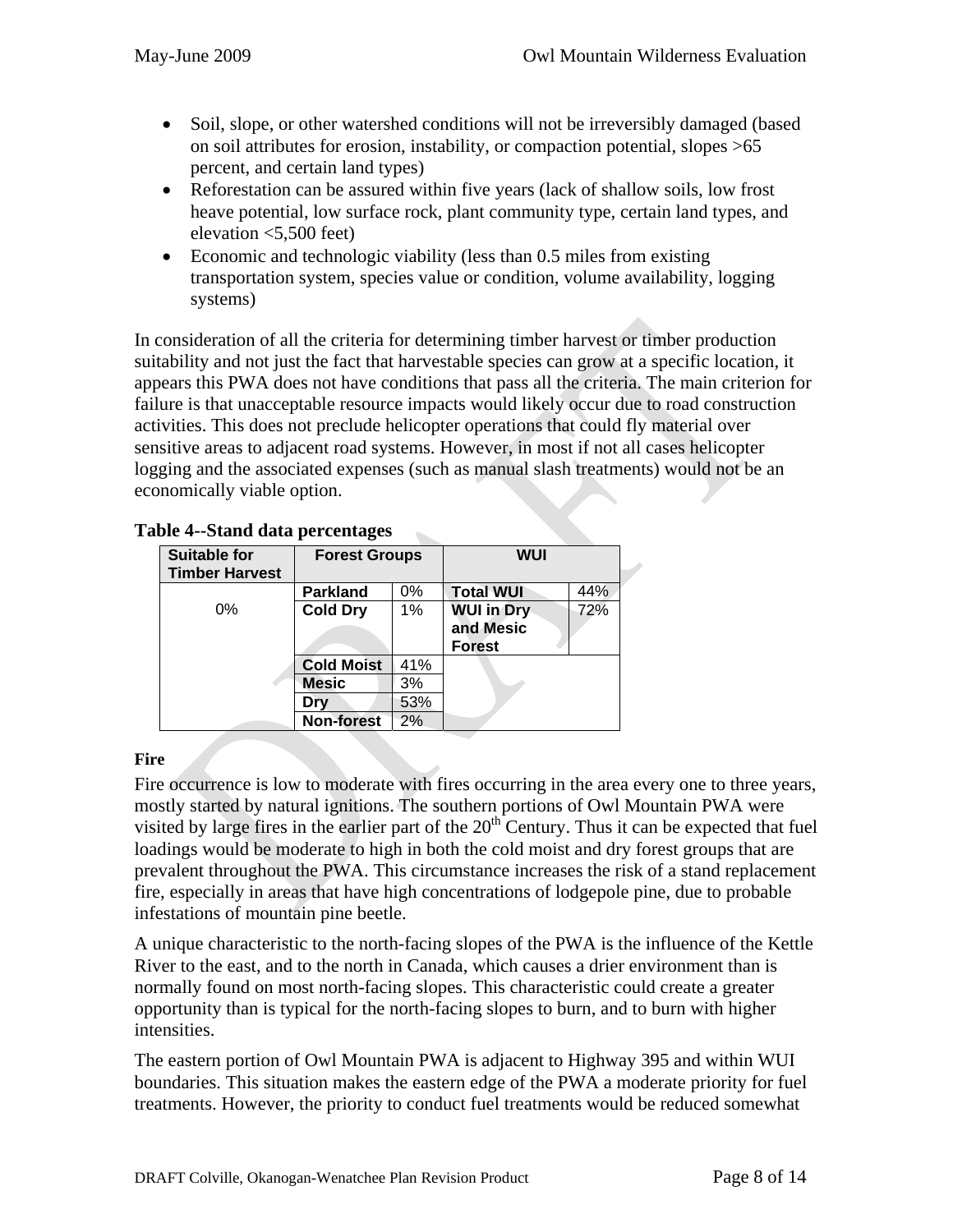- Soil, slope, or other watershed conditions will not be irreversibly damaged (based on soil attributes for erosion, instability, or compaction potential, slopes >65 percent, and certain land types)
- Reforestation can be assured within five years (lack of shallow soils, low frost heave potential, low surface rock, plant community type, certain land types, and elevation <5,500 feet)
- Economic and technologic viability (less than 0.5 miles from existing transportation system, species value or condition, volume availability, logging systems)

In consideration of all the criteria for determining timber harvest or timber production suitability and not just the fact that harvestable species can grow at a specific location, it appears this PWA does not have conditions that pass all the criteria. The main criterion for failure is that unacceptable resource impacts would likely occur due to road construction activities. This does not preclude helicopter operations that could fly material over sensitive areas to adjacent road systems. However, in most if not all cases helicopter logging and the associated expenses (such as manual slash treatments) would not be an economically viable option.

**Table 4--Stand data percentages**

| Suitable for Timber Harvest | Forest Groups | | WUI | |
|---|---|---|---|---|
| 0% | **Parkland** | 0% | **Total WUI** | 44% |
| | **Cold Dry** | 1% | **WUI in Dry and Mesic Forest** | 72% |
| | **Cold Moist** | 41% | | |
| | **Mesic** | 3% | | |
| | **Dry** | 53% | | |
| | **Non-forest** | 2% | | |

**Fire**

Fire occurrence is low to moderate with fires occurring in the area every one to three years, mostly started by natural ignitions. The southern portions of Owl Mountain PWA were visited by large fires in the earlier part of the 20th Century. Thus it can be expected that fuel loadings would be moderate to high in both the cold moist and dry forest groups that are prevalent throughout the PWA. This circumstance increases the risk of a stand replacement fire, especially in areas that have high concentrations of lodgepole pine, due to probable infestations of mountain pine beetle.

A unique characteristic to the north-facing slopes of the PWA is the influence of the Kettle River to the east, and to the north in Canada, which causes a drier environment than is normally found on most north-facing slopes. This characteristic could create a greater opportunity than is typical for the north-facing slopes to burn, and to burn with higher intensities.

The eastern portion of Owl Mountain PWA is adjacent to Highway 395 and within WUI boundaries. This situation makes the eastern edge of the PWA a moderate priority for fuel treatments. However, the priority to conduct fuel treatments would be reduced somewhat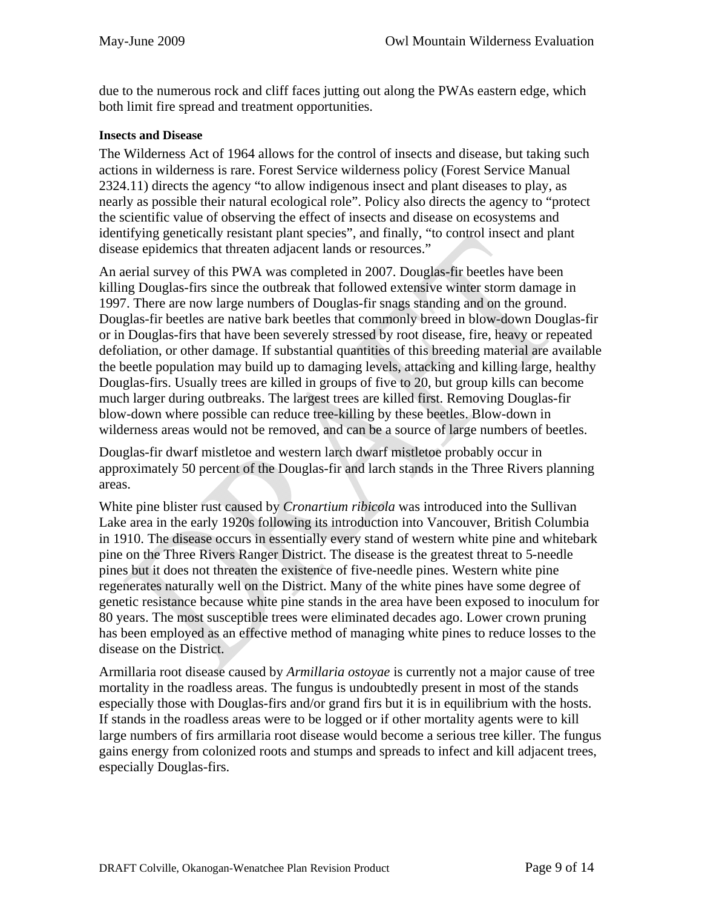due to the numerous rock and cliff faces jutting out along the PWAs eastern edge, which both limit fire spread and treatment opportunities.

#### Insects and Disease

The Wilderness Act of 1964 allows for the control of insects and disease, but taking such actions in wilderness is rare. Forest Service wilderness policy (Forest Service Manual 2324.11) directs the agency "to allow indigenous insect and plant diseases to play, as nearly as possible their natural ecological role". Policy also directs the agency to "protect the scientific value of observing the effect of insects and disease on ecosystems and identifying genetically resistant plant species", and finally, "to control insect and plant disease epidemics that threaten adjacent lands or resources."

An aerial survey of this PWA was completed in 2007. Douglas-fir beetles have been killing Douglas-firs since the outbreak that followed extensive winter storm damage in 1997. There are now large numbers of Douglas-fir snags standing and on the ground. Douglas-fir beetles are native bark beetles that commonly breed in blow-down Douglas-fir or in Douglas-firs that have been severely stressed by root disease, fire, heavy or repeated defoliation, or other damage. If substantial quantities of this breeding material are available the beetle population may build up to damaging levels, attacking and killing large, healthy Douglas-firs. Usually trees are killed in groups of five to 20, but group kills can become much larger during outbreaks. The largest trees are killed first. Removing Douglas-fir blow-down where possible can reduce tree-killing by these beetles. Blow-down in wilderness areas would not be removed, and can be a source of large numbers of beetles.

Douglas-fir dwarf mistletoe and western larch dwarf mistletoe probably occur in approximately 50 percent of the Douglas-fir and larch stands in the Three Rivers planning areas.

White pine blister rust caused by *Cronartium ribicola* was introduced into the Sullivan Lake area in the early 1920s following its introduction into Vancouver, British Columbia in 1910. The disease occurs in essentially every stand of western white pine and whitebark pine on the Three Rivers Ranger District. The disease is the greatest threat to 5-needle pines but it does not threaten the existence of five-needle pines. Western white pine regenerates naturally well on the District. Many of the white pines have some degree of genetic resistance because white pine stands in the area have been exposed to inoculum for 80 years. The most susceptible trees were eliminated decades ago. Lower crown pruning has been employed as an effective method of managing white pines to reduce losses to the disease on the District.

Armillaria root disease caused by *Armillaria ostoyae* is currently not a major cause of tree mortality in the roadless areas. The fungus is undoubtedly present in most of the stands especially those with Douglas-firs and/or grand firs but it is in equilibrium with the hosts. If stands in the roadless areas were to be logged or if other mortality agents were to kill large numbers of firs armillaria root disease would become a serious tree killer. The fungus gains energy from colonized roots and stumps and spreads to infect and kill adjacent trees, especially Douglas-firs.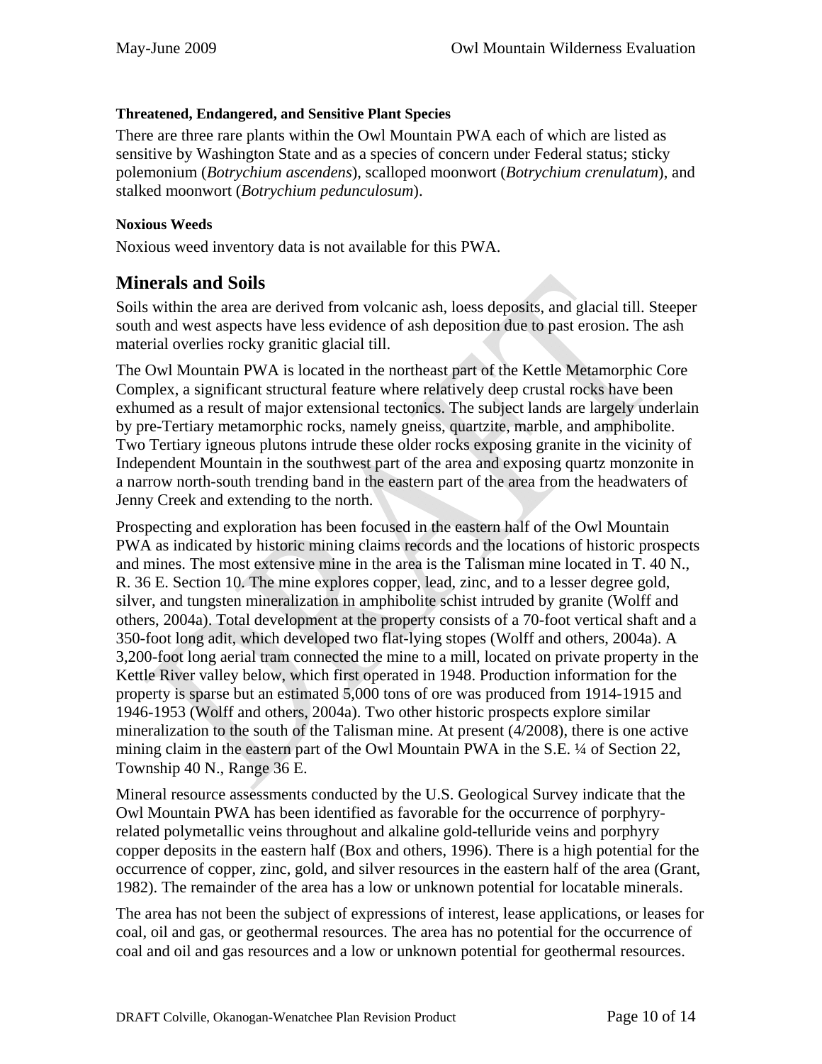#### Threatened, Endangered, and Sensitive Plant Species

There are three rare plants within the Owl Mountain PWA each of which are listed as sensitive by Washington State and as a species of concern under Federal status; sticky polemonium (*Botrychium ascendens*), scalloped moonwort (*Botrychium crenulatum*), and stalked moonwort (*Botrychium pedunculosum*).

#### Noxious Weeds

Noxious weed inventory data is not available for this PWA.

## Minerals and Soils

Soils within the area are derived from volcanic ash, loess deposits, and glacial till. Steeper south and west aspects have less evidence of ash deposition due to past erosion. The ash material overlies rocky granitic glacial till.

The Owl Mountain PWA is located in the northeast part of the Kettle Metamorphic Core Complex, a significant structural feature where relatively deep crustal rocks have been exhumed as a result of major extensional tectonics. The subject lands are largely underlain by pre-Tertiary metamorphic rocks, namely gneiss, quartzite, marble, and amphibolite. Two Tertiary igneous plutons intrude these older rocks exposing granite in the vicinity of Independent Mountain in the southwest part of the area and exposing quartz monzonite in a narrow north-south trending band in the eastern part of the area from the headwaters of Jenny Creek and extending to the north.

Prospecting and exploration has been focused in the eastern half of the Owl Mountain PWA as indicated by historic mining claims records and the locations of historic prospects and mines. The most extensive mine in the area is the Talisman mine located in T. 40 N., R. 36 E. Section 10. The mine explores copper, lead, zinc, and to a lesser degree gold, silver, and tungsten mineralization in amphibolite schist intruded by granite (Wolff and others, 2004a). Total development at the property consists of a 70-foot vertical shaft and a 350-foot long adit, which developed two flat-lying stopes (Wolff and others, 2004a). A 3,200-foot long aerial tram connected the mine to a mill, located on private property in the Kettle River valley below, which first operated in 1948. Production information for the property is sparse but an estimated 5,000 tons of ore was produced from 1914-1915 and 1946-1953 (Wolff and others, 2004a). Two other historic prospects explore similar mineralization to the south of the Talisman mine. At present (4/2008), there is one active mining claim in the eastern part of the Owl Mountain PWA in the S.E. ¼ of Section 22, Township 40 N., Range 36 E.

Mineral resource assessments conducted by the U.S. Geological Survey indicate that the Owl Mountain PWA has been identified as favorable for the occurrence of porphyry-related polymetallic veins throughout and alkaline gold-telluride veins and porphyry copper deposits in the eastern half (Box and others, 1996). There is a high potential for the occurrence of copper, zinc, gold, and silver resources in the eastern half of the area (Grant, 1982). The remainder of the area has a low or unknown potential for locatable minerals.

The area has not been the subject of expressions of interest, lease applications, or leases for coal, oil and gas, or geothermal resources. The area has no potential for the occurrence of coal and oil and gas resources and a low or unknown potential for geothermal resources.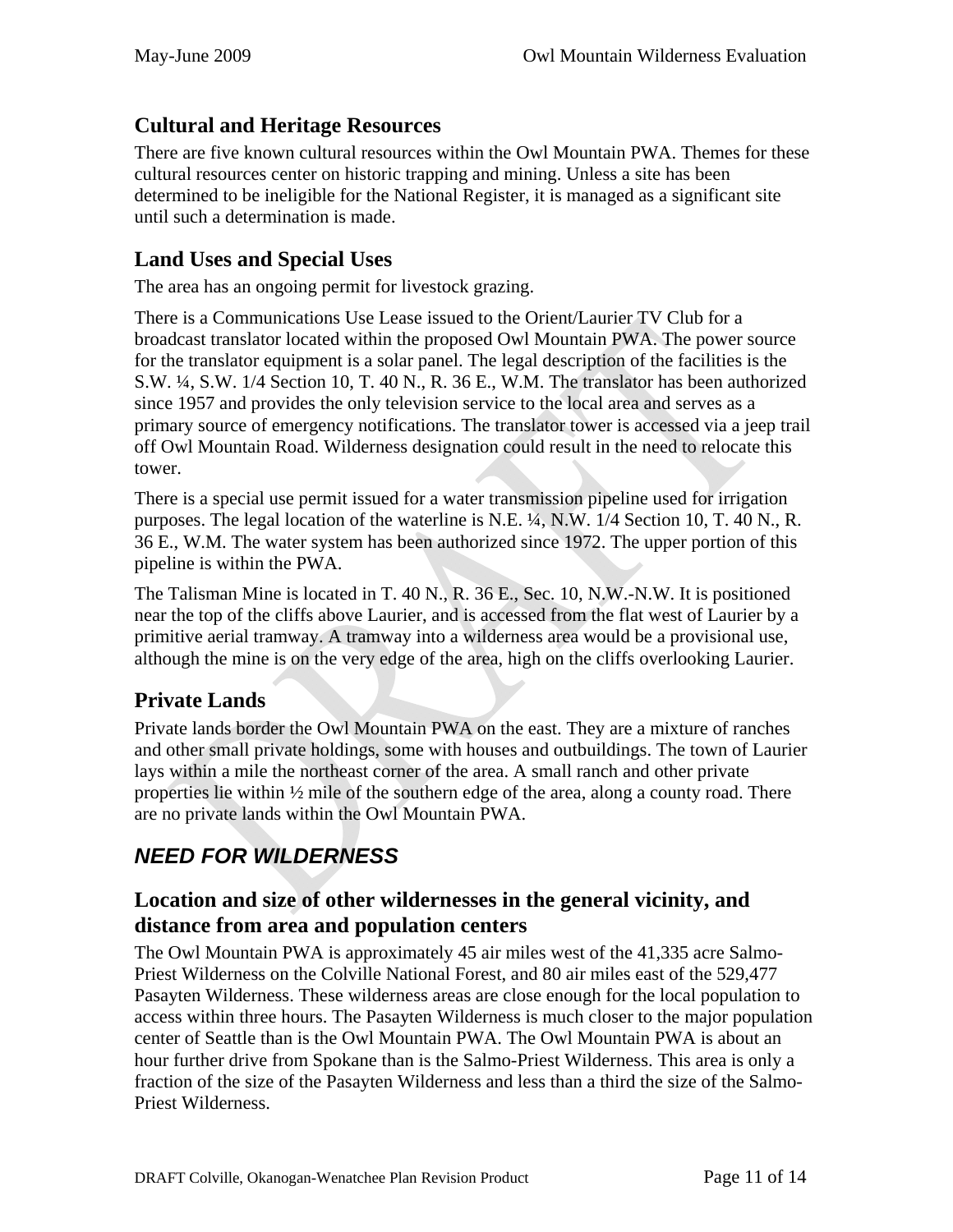## Cultural and Heritage Resources

There are five known cultural resources within the Owl Mountain PWA. Themes for these cultural resources center on historic trapping and mining. Unless a site has been determined to be ineligible for the National Register, it is managed as a significant site until such a determination is made.

## Land Uses and Special Uses

The area has an ongoing permit for livestock grazing.

There is a Communications Use Lease issued to the Orient/Laurier TV Club for a broadcast translator located within the proposed Owl Mountain PWA. The power source for the translator equipment is a solar panel. The legal description of the facilities is the S.W. ¼, S.W. 1/4 Section 10, T. 40 N., R. 36 E., W.M. The translator has been authorized since 1957 and provides the only television service to the local area and serves as a primary source of emergency notifications. The translator tower is accessed via a jeep trail off Owl Mountain Road. Wilderness designation could result in the need to relocate this tower.

There is a special use permit issued for a water transmission pipeline used for irrigation purposes. The legal location of the waterline is N.E. ¼, N.W. 1/4 Section 10, T. 40 N., R. 36 E., W.M. The water system has been authorized since 1972. The upper portion of this pipeline is within the PWA.

The Talisman Mine is located in T. 40 N., R. 36 E., Sec. 10, N.W.-N.W. It is positioned near the top of the cliffs above Laurier, and is accessed from the flat west of Laurier by a primitive aerial tramway. A tramway into a wilderness area would be a provisional use, although the mine is on the very edge of the area, high on the cliffs overlooking Laurier.

## Private Lands

Private lands border the Owl Mountain PWA on the east. They are a mixture of ranches and other small private holdings, some with houses and outbuildings. The town of Laurier lays within a mile the northeast corner of the area. A small ranch and other private properties lie within ½ mile of the southern edge of the area, along a county road. There are no private lands within the Owl Mountain PWA.

# *NEED FOR WILDERNESS*

## Location and size of other wildernesses in the general vicinity, and distance from area and population centers

The Owl Mountain PWA is approximately 45 air miles west of the 41,335 acre Salmo-Priest Wilderness on the Colville National Forest, and 80 air miles east of the 529,477 Pasayten Wilderness. These wilderness areas are close enough for the local population to access within three hours. The Pasayten Wilderness is much closer to the major population center of Seattle than is the Owl Mountain PWA. The Owl Mountain PWA is about an hour further drive from Spokane than is the Salmo-Priest Wilderness. This area is only a fraction of the size of the Pasayten Wilderness and less than a third the size of the Salmo-Priest Wilderness.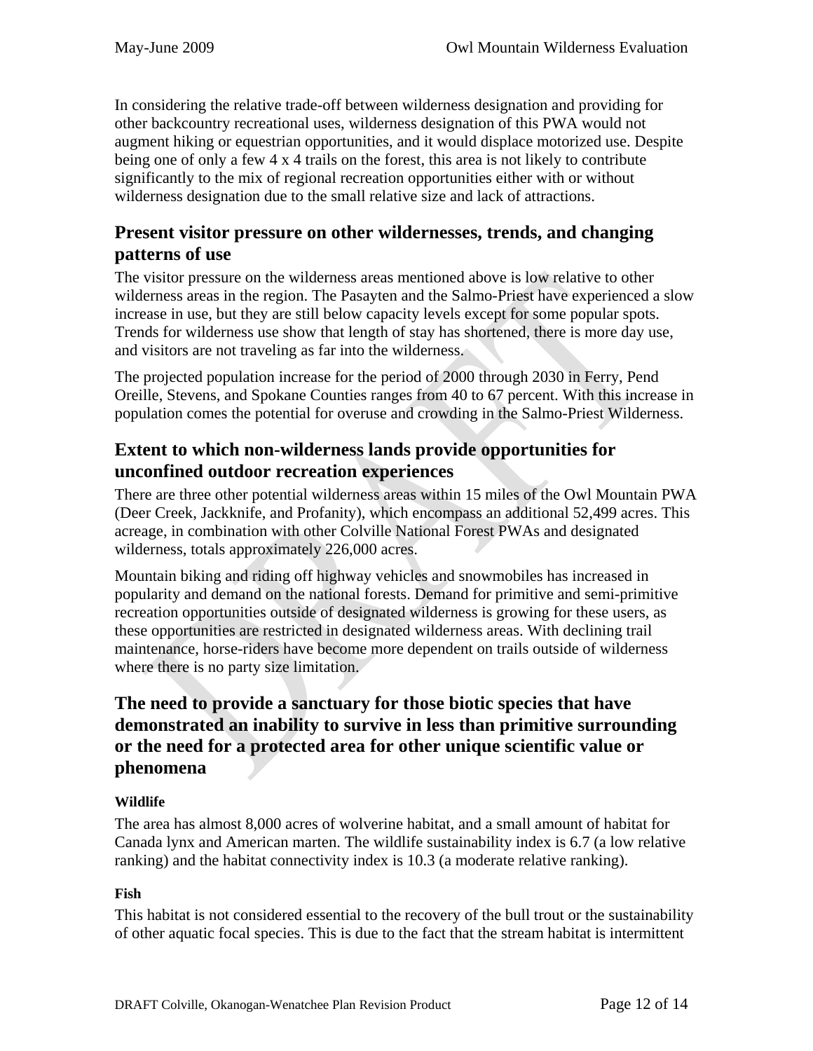In considering the relative trade-off between wilderness designation and providing for other backcountry recreational uses, wilderness designation of this PWA would not augment hiking or equestrian opportunities, and it would displace motorized use. Despite being one of only a few 4 x 4 trails on the forest, this area is not likely to contribute significantly to the mix of regional recreation opportunities either with or without wilderness designation due to the small relative size and lack of attractions.

## Present visitor pressure on other wildernesses, trends, and changing patterns of use

The visitor pressure on the wilderness areas mentioned above is low relative to other wilderness areas in the region. The Pasayten and the Salmo-Priest have experienced a slow increase in use, but they are still below capacity levels except for some popular spots. Trends for wilderness use show that length of stay has shortened, there is more day use, and visitors are not traveling as far into the wilderness.

The projected population increase for the period of 2000 through 2030 in Ferry, Pend Oreille, Stevens, and Spokane Counties ranges from 40 to 67 percent. With this increase in population comes the potential for overuse and crowding in the Salmo-Priest Wilderness.

## Extent to which non-wilderness lands provide opportunities for unconfined outdoor recreation experiences

There are three other potential wilderness areas within 15 miles of the Owl Mountain PWA (Deer Creek, Jackknife, and Profanity), which encompass an additional 52,499 acres. This acreage, in combination with other Colville National Forest PWAs and designated wilderness, totals approximately 226,000 acres.

Mountain biking and riding off highway vehicles and snowmobiles has increased in popularity and demand on the national forests. Demand for primitive and semi-primitive recreation opportunities outside of designated wilderness is growing for these users, as these opportunities are restricted in designated wilderness areas. With declining trail maintenance, horse-riders have become more dependent on trails outside of wilderness where there is no party size limitation.

## The need to provide a sanctuary for those biotic species that have demonstrated an inability to survive in less than primitive surrounding or the need for a protected area for other unique scientific value or phenomena

#### Wildlife

The area has almost 8,000 acres of wolverine habitat, and a small amount of habitat for Canada lynx and American marten. The wildlife sustainability index is 6.7 (a low relative ranking) and the habitat connectivity index is 10.3 (a moderate relative ranking).

#### Fish

This habitat is not considered essential to the recovery of the bull trout or the sustainability of other aquatic focal species. This is due to the fact that the stream habitat is intermittent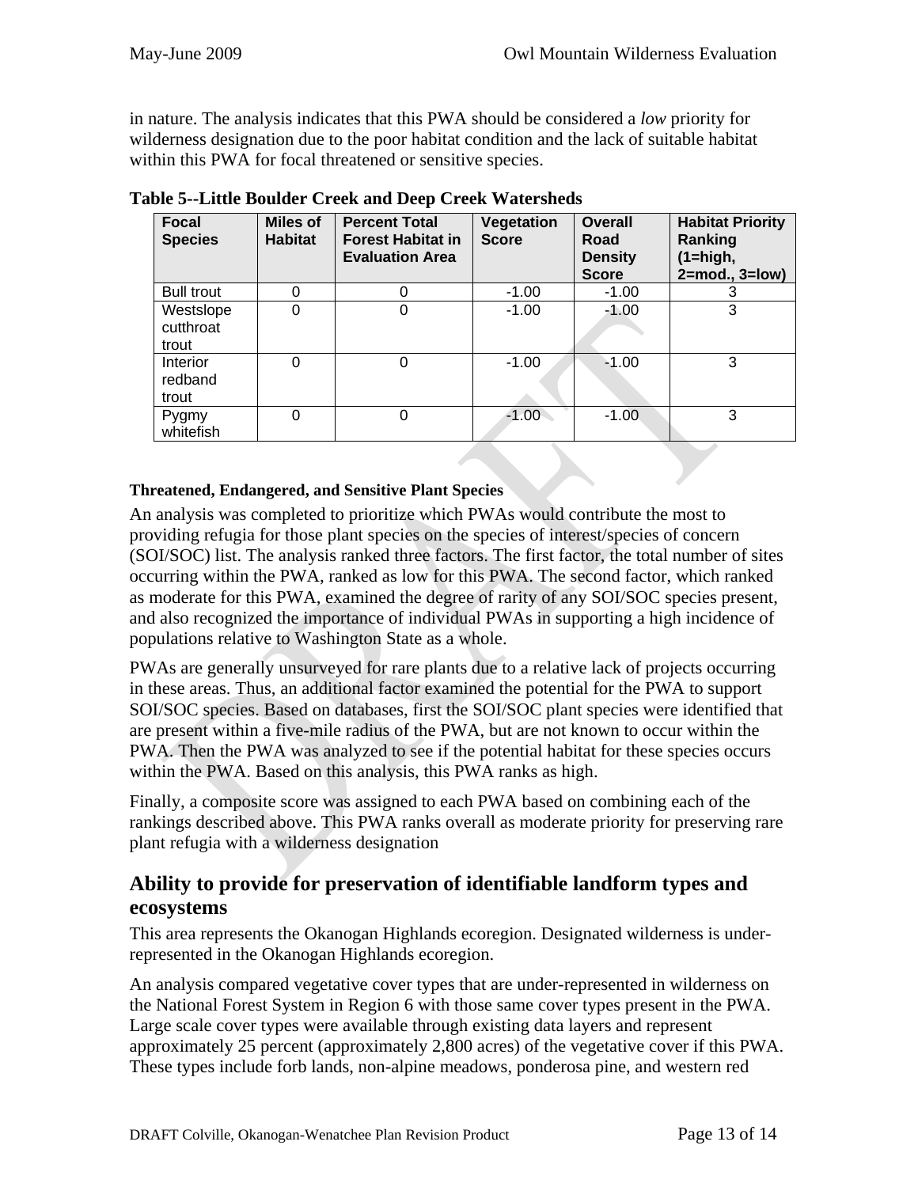in nature. The analysis indicates that this PWA should be considered a *low* priority for wilderness designation due to the poor habitat condition and the lack of suitable habitat within this PWA for focal threatened or sensitive species.

**Table 5--Little Boulder Creek and Deep Creek Watersheds**

| Focal Species | Miles of Habitat | Percent Total Forest Habitat in Evaluation Area | Vegetation Score | Overall Road Density Score | Habitat Priority Ranking (1=high, 2=mod., 3=low) |
|---|---|---|---|---|---|
| Bull trout | 0 | 0 | -1.00 | -1.00 | 3 |
| Westslope cutthroat trout | 0 | 0 | -1.00 | -1.00 | 3 |
| Interior redband trout | 0 | 0 | -1.00 | -1.00 | 3 |
| Pygmy whitefish | 0 | 0 | -1.00 | -1.00 | 3 |

#### Threatened, Endangered, and Sensitive Plant Species

An analysis was completed to prioritize which PWAs would contribute the most to providing refugia for those plant species on the species of interest/species of concern (SOI/SOC) list. The analysis ranked three factors. The first factor, the total number of sites occurring within the PWA, ranked as low for this PWA. The second factor, which ranked as moderate for this PWA, examined the degree of rarity of any SOI/SOC species present, and also recognized the importance of individual PWAs in supporting a high incidence of populations relative to Washington State as a whole.

PWAs are generally unsurveyed for rare plants due to a relative lack of projects occurring in these areas. Thus, an additional factor examined the potential for the PWA to support SOI/SOC species. Based on databases, first the SOI/SOC plant species were identified that are present within a five-mile radius of the PWA, but are not known to occur within the PWA. Then the PWA was analyzed to see if the potential habitat for these species occurs within the PWA. Based on this analysis, this PWA ranks as high.

Finally, a composite score was assigned to each PWA based on combining each of the rankings described above. This PWA ranks overall as moderate priority for preserving rare plant refugia with a wilderness designation

## Ability to provide for preservation of identifiable landform types and ecosystems

This area represents the Okanogan Highlands ecoregion. Designated wilderness is under-represented in the Okanogan Highlands ecoregion.

An analysis compared vegetative cover types that are under-represented in wilderness on the National Forest System in Region 6 with those same cover types present in the PWA. Large scale cover types were available through existing data layers and represent approximately 25 percent (approximately 2,800 acres) of the vegetative cover if this PWA. These types include forb lands, non-alpine meadows, ponderosa pine, and western red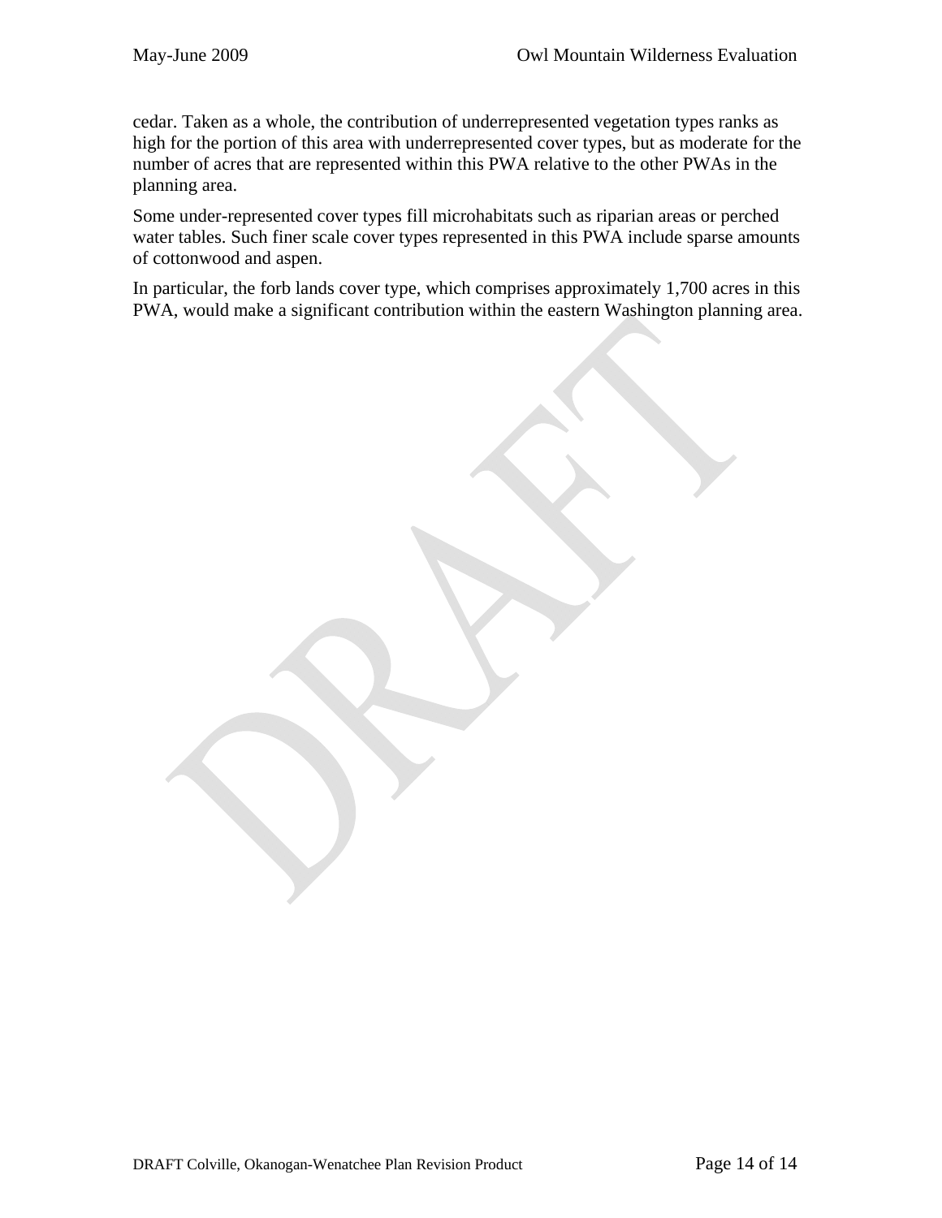cedar. Taken as a whole, the contribution of underrepresented vegetation types ranks as high for the portion of this area with underrepresented cover types, but as moderate for the number of acres that are represented within this PWA relative to the other PWAs in the planning area.

Some under-represented cover types fill microhabitats such as riparian areas or perched water tables. Such finer scale cover types represented in this PWA include sparse amounts of cottonwood and aspen.

In particular, the forb lands cover type, which comprises approximately 1,700 acres in this PWA, would make a significant contribution within the eastern Washington planning area.